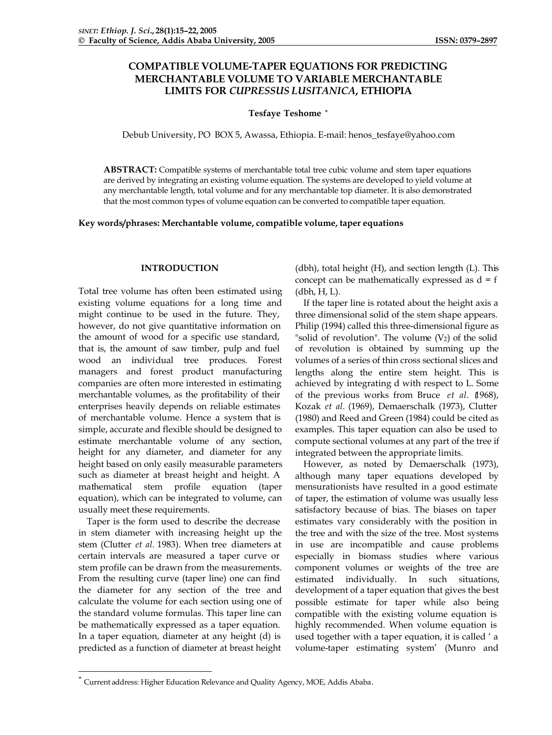# COMPATIBLE VOLUME-TAPER EQUATIONS FOR PREDICTING MERCHANTABLE VOLUME TO VARIABLE MERCHANTABLE LIMITS FOR *CUPRESSUS LUSITANICA*, ETHIOPIA

**Tesfaye Teshome** *

Debub University, PO BOX 5, Awassa, Ethiopia. E-mail: henos_tesfaye@yahoo.com

**ABSTRACT:** Compatible systems of merchantable total tree cubic volume and stem taper equations are derived by integrating an existing volume equation. The systems are developed to yield volume at any merchantable length, total volume and for any merchantable top diameter. It is also demonstrated that the most common types of volume equation can be converted to compatible taper equation.

**Key words/phrases: Merchantable volume, compatible volume, taper equations**

## INTRODUCTION

Total tree volume has often been estimated using existing volume equations for a long time and might continue to be used in the future. They, however, do not give quantitative information on the amount of wood for a specific use standard, that is, the amount of saw timber, pulp and fuel wood an individual tree produces. Forest managers and forest product manufacturing companies are often more interested in estimating merchantable volumes, as the profitability of their enterprises heavily depends on reliable estimates of merchantable volume. Hence a system that is simple, accurate and flexible should be designed to estimate merchantable volume of any section, height for any diameter, and diameter for any height based on only easily measurable parameters such as diameter at breast height and height. A mathematical stem profile equation (taper equation), which can be integrated to volume, can usually meet these requirements.

Taper is the form used to describe the decrease in stem diameter with increasing height up the stem (Clutter *et al*. 1983). When tree diameters at certain intervals are measured a taper curve or stem profile can be drawn from the measurements. From the resulting curve (taper line) one can find the diameter for any section of the tree and calculate the volume for each section using one of the standard volume formulas. This taper line can be mathematically expressed as a taper equation. In a taper equation, diameter at any height (d) is predicted as a function of diameter at breast height (dbh), total height (H), and section length (L). This concept can be mathematically expressed as d = f (dbh, H, L).

If the taper line is rotated about the height axis a three dimensional solid of the stem shape appears. Philip (1994) called this three-dimensional figure as "solid of revolution". The volume ($V_2$) of the solid of revolution is obtained by summing up the volumes of a series of thin cross sectional slices and lengths along the entire stem height. This is achieved by integrating d with respect to L. Some of the previous works from Bruce *et al.* (1968), Kozak *et al*. (1969), Demaerschalk (1973), Clutter (1980) and Reed and Green (1984) could be cited as examples. This taper equation can also be used to compute sectional volumes at any part of the tree if integrated between the appropriate limits.

However, as noted by Demaerschalk (1973), although many taper equations developed by mensurationists have resulted in a good estimate of taper, the estimation of volume was usually less satisfactory because of bias. The biases on taper estimates vary considerably with the position in the tree and with the size of the tree. Most systems in use are incompatible and cause problems especially in biomass studies where various component volumes or weights of the tree are estimated individually. In such situations, development of a taper equation that gives the best possible estimate for taper while also being compatible with the existing volume equation is highly recommended. When volume equation is used together with a taper equation, it is called ' a volume-taper estimating system' (Munro and

* Current address: Higher Education Relevance and Quality Agency, MOE, Addis Ababa.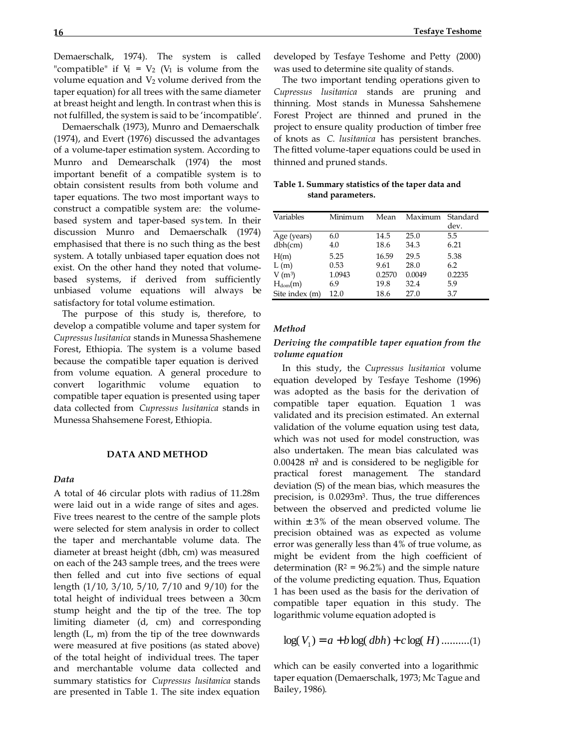Demaerschalk, 1974). The system is called "compatible" if $V_1 = V_2$ ($V_1$ is volume from the volume equation and $V_2$ volume derived from the taper equation) for all trees with the same diameter at breast height and length. In contrast when this is not fulfilled, the system is said to be 'incompatible'.

Demaerschalk (1973), Munro and Demaerschalk (1974), and Evert (1976) discussed the advantages of a volume-taper estimation system. According to Munro and Demearschalk (1974) the most important benefit of a compatible system is to obtain consistent results from both volume and taper equations. The two most important ways to construct a compatible system are: the volume-based system and taper-based system. In their discussion Munro and Demaerschalk (1974) emphasised that there is no such thing as the best system. A totally unbiased taper equation does not exist. On the other hand they noted that volume-based systems, if derived from sufficiently unbiased volume equations will always be satisfactory for total volume estimation.

The purpose of this study is, therefore, to develop a compatible volume and taper system for *Cupressus lusitanica* stands in Munessa Shashemene Forest, Ethiopia. The system is a volume based because the compatible taper equation is derived from volume equation. A general procedure to convert logarithmic volume equation to compatible taper equation is presented using taper data collected from *Cupressus lusitanica* stands in Munessa Shahsemene Forest, Ethiopia.

## DATA AND METHOD

### *Data*

A total of 46 circular plots with radius of 11.28m were laid out in a wide range of sites and ages. Five trees nearest to the centre of the sample plots were selected for stem analysis in order to collect the taper and merchantable volume data. The diameter at breast height (dbh, cm) was measured on each of the 243 sample trees, and the trees were then felled and cut into five sections of equal length (1/10, 3/10, 5/10, 7/10 and 9/10) for the total height of individual trees between a 30cm stump height and the tip of the tree. The top limiting diameter (d, cm) and corresponding length (L, m) from the tip of the tree downwards were measured at five positions (as stated above) of the total height of individual trees. The taper and merchantable volume data collected and summary statistics for *Cupressus lusitanica* stands are presented in Table 1. The site index equation developed by Tesfaye Teshome and Petty (2000) was used to determine site quality of stands.

The two important tending operations given to *Cupressus lusitanica* stands are pruning and thinning. Most stands in Munessa Sahshemene Forest Project are thinned and pruned in the project to ensure quality production of timber free of knots as *C. lusitanica* has persistent branches. The fitted volume-taper equations could be used in thinned and pruned stands.

**Table 1. Summary statistics of the taper data and stand parameters.**

| Variables | Minimum | Mean | Maximum | Standard dev. |
|---|---|---|---|---|
| Age (years) | 6.0 | 14.5 | 25.0 | 5.5 |
| dbh(cm) | 4.0 | 18.6 | 34.3 | 6.21 |
| H(m) | 5.25 | 16.59 | 29.5 | 5.38 |
| L (m) | 0.53 | 9.61 | 28.0 | 6.2 |
| V ($m^3$) | 1.0943 | 0.2570 | 0.0049 | 0.2235 |
| $H_{dom}$(m) | 6.9 | 19.8 | 32.4 | 5.9 |
| Site index (m) | 12.0 | 18.6 | 27.0 | 3.7 |

### *Method*

### *Deriving the compatible taper equation from the volume equation*

In this study, the *Cupressus lusitanica* volume equation developed by Tesfaye Teshome (1996) was adopted as the basis for the derivation of compatible taper equation. Equation 1 was validated and its precision estimated. An external validation of the volume equation using test data, which was not used for model construction, was also undertaken. The mean bias calculated was 0.00428 $m^3$ and is considered to be negligible for practical forest management. The standard deviation (S) of the mean bias, which measures the precision, is 0.0293$m^3$. Thus, the true differences between the observed and predicted volume lie within $\pm 3\%$ of the mean observed volume. The precision obtained was as expected as volume error was generally less than 4% of true volume, as might be evident from the high coefficient of determination ($R^2 = 96.2\%$) and the simple nature of the volume predicting equation. Thus, Equation 1 has been used as the basis for the derivation of compatible taper equation in this study. The logarithmic volume equation adopted is

$$\log(V_1) = a + b\log(dbh) + c\log(H) \qquad (1)$$

which can be easily converted into a logarithmic taper equation (Demaerschalk, 1973; Mc Tague and Bailey, 1986).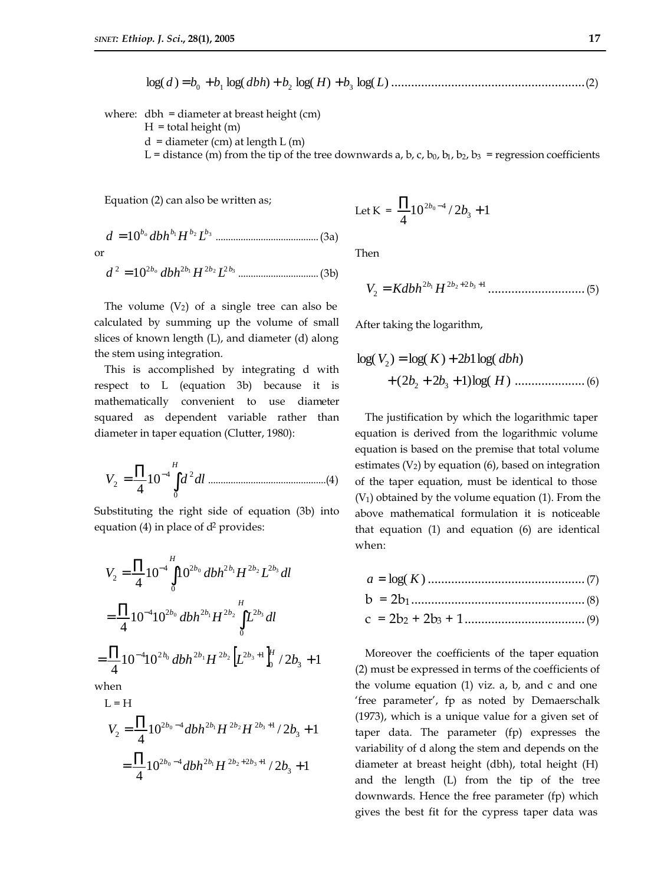$$\log(d) = b_0 + b_1 \log(dbh) + b_2 \log(H) + b_3 \log(L) \text{ ......................................................... (2)}$$

where: dbh = diameter at breast height (cm)
H = total height (m)
d = diameter (cm) at length L (m)
L = distance (m) from the tip of the tree downwards a, b, c, $b_0$, $b_1$, $b_2$, $b_3$ = regression coefficients

Equation (2) can also be written as;

$$d = 10^{b_o} dbh^{b_1} H^{b_2} L^{b_3} \text{ ........................................ (3a)}$$

or

$$d^2 = 10^{2b_o} dbh^{2b_1} H^{2b_2} L^{2b_3} \text{ ................................ (3b)}$$

The volume ($V_2$) of a single tree can also be calculated by summing up the volume of small slices of known length (L), and diameter (d) along the stem using integration.

This is accomplished by integrating d with respect to L (equation 3b) because it is mathematically convenient to use diameter squared as dependent variable rather than diameter in taper equation (Clutter, 1980):

$$V_2 = \frac{\Pi}{4} 10^{-4} \int_0^H d^2 dl \text{ ............................................(4)}$$

Substituting the right side of equation (3b) into equation (4) in place of $d^2$ provides:

$$V_2 = \frac{\Pi}{4} 10^{-4} \int_0^H 10^{2b_0} dbh^{2b_1} H^{2b_2} L^{2b_3} dl$$

$$= \frac{\Pi}{4} 10^{-4} 10^{2b_0} dbh^{2b_1} H^{2b_2} \int_0^H L^{2b_3} dl$$

$$= \frac{\Pi}{4} 10^{-4} 10^{2b_0} dbh^{2b_1} H^{2b_2} \left[L^{2b_3+1}\right]_0^H / 2b_3 + 1$$

when

L = H

$$V_2 = \frac{\Pi}{4} 10^{2b_0-4} dbh^{2b_1} H^{2b_2} H^{2b_3+1} / 2b_3 + 1$$

$$= \frac{\Pi}{4} 10^{2b_0-4} dbh^{2b_1} H^{2b_2+2b_3+1} / 2b_3 + 1$$

Let K = $\frac{\Pi}{4} 10^{2b_0-4} / 2b_3 + 1$

Then

$$V_2 = K dbh^{2b_1} H^{2b_2+2b_3+1} \text{ ............................ (5)}$$

After taking the logarithm,

$$\log(V_2) = \log(K) + 2b1\log(dbh) + (2b_2 + 2b_3 + 1)\log(H) \text{ .................... (6)}$$

The justification by which the logarithmic taper equation is derived from the logarithmic volume equation is based on the premise that total volume estimates ($V_2$) by equation (6), based on integration of the taper equation, must be identical to those ($V_1$) obtained by the volume equation (1). From the above mathematical formulation it is noticeable that equation (1) and equation (6) are identical when:

$$a = \log(K) \text{ .............................................. (7)}$$

$$b = 2b_1 \text{ .................................................... (8)}$$

$$c = 2b_2 + 2b_3 + 1 \text{ .................................... (9)}$$

Moreover the coefficients of the taper equation (2) must be expressed in terms of the coefficients of the volume equation (1) viz. a, b, and c and one 'free parameter', fp as noted by Demaerschalk (1973), which is a unique value for a given set of taper data. The parameter (fp) expresses the variability of d along the stem and depends on the diameter at breast height (dbh), total height (H) and the length (L) from the tip of the tree downwards. Hence the free parameter (fp) which gives the best fit for the cypress taper data was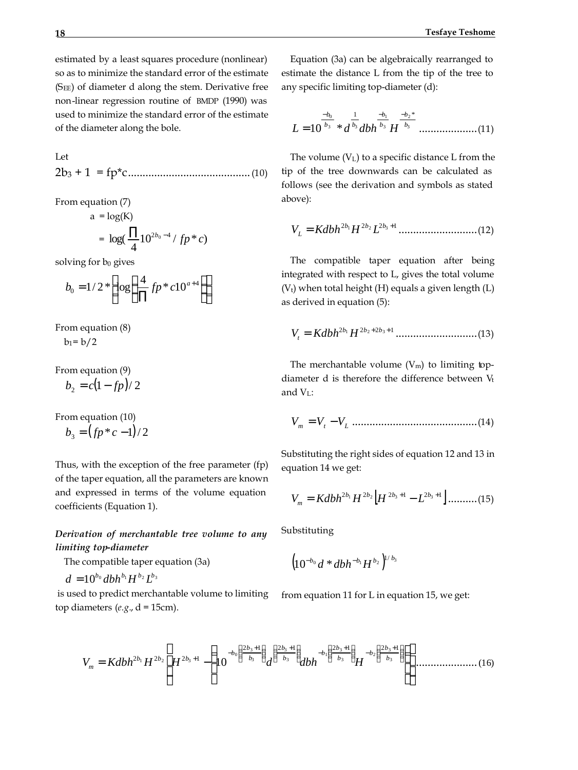estimated by a least squares procedure (nonlinear) so as to minimize the standard error of the estimate ($S_{EE}$) of diameter d along the stem. Derivative free non-linear regression routine of BMDP (1990) was used to minimize the standard error of the estimate of the diameter along the bole.

Let

$$2b_3 + 1 = fp*c \quad \text{.........................................} (10)$$

From equation (7)

$$a = \log(K)$$

$$= \log\left(\frac{\Pi}{4} 10^{2b_0 - 4} / fp*c\right)$$

solving for $b_0$ gives

$$b_0 = 1/2 * \left(\log\left(\frac{4}{\Pi} fp*c10^{a+4}\right)\right)$$

From equation (8)

$b_1 = b/2$

From equation (9)

$$b_2 = c(1 - fp)/2$$

From equation (10)

$$b_3 = (fp*c - 1)/2$$

Thus, with the exception of the free parameter (fp) of the taper equation, all the parameters are known and expressed in terms of the volume equation coefficients (Equation 1).

***Derivation of merchantable tree volume to any limiting top-diameter***

The compatible taper equation (3a)

$$d = 10^{b_0} dbh^{b_1} H^{b_2} L^{b_3}$$

is used to predict merchantable volume to limiting top diameters (*e.g.*, d = 15cm).

Equation (3a) can be algebraically rearranged to estimate the distance L from the tip of the tree to any specific limiting top-diameter (d):

$$L = 10^{\frac{-b_0}{b_3}} * d^{\frac{1}{b_3}} dbh^{\frac{-b_1}{b_3}} H^{\frac{-b_2*}{b_3}} \quad \text{....................} (11)$$

The volume ($V_L$) to a specific distance L from the tip of the tree downwards can be calculated as follows (see the derivation and symbols as stated above):

$$V_L = Kdbh^{2b_1} H^{2b_2} L^{2b_3+1} \quad \text{...........................} (12)$$

The compatible taper equation after being integrated with respect to L, gives the total volume ($V_t$) when total height (H) equals a given length (L) as derived in equation (5):

$$V_t = Kdbh^{2b_1} H^{2b_2+2b_3+1} \quad \text{............................} (13)$$

The merchantable volume ($V_m$) to limiting top-diameter d is therefore the difference between $V_t$ and $V_L$:

$$V_m = V_t - V_L \quad \text{...........................................} (14)$$

Substituting the right sides of equation 12 and 13 in equation 14 we get:

$$V_m = Kdbh^{2b_1} H^{2b_2} \left[H^{2b_3+1} - L^{2b_3+1}\right] \quad \text{..........} (15)$$

Substituting

$$\left(10^{-b_0} d * dbh^{-b_1} H^{b_2}\right)^{1/b_3}$$

from equation 11 for L in equation 15, we get:

$$V_m = Kdbh^{2b_1} H^{2b_2} \left(H^{2b_3+1} - \left(10^{-b_0\left(\frac{2b_3+1}{b_3}\right)} d^{\left(\frac{2b_3+1}{b_3}\right)} dbh^{-b_1\left(\frac{2b_3+1}{b_3}\right)} H^{-b_2\left(\frac{2b_3+1}{b_3}\right)}\right)\right) \quad \text{....................} (16)$$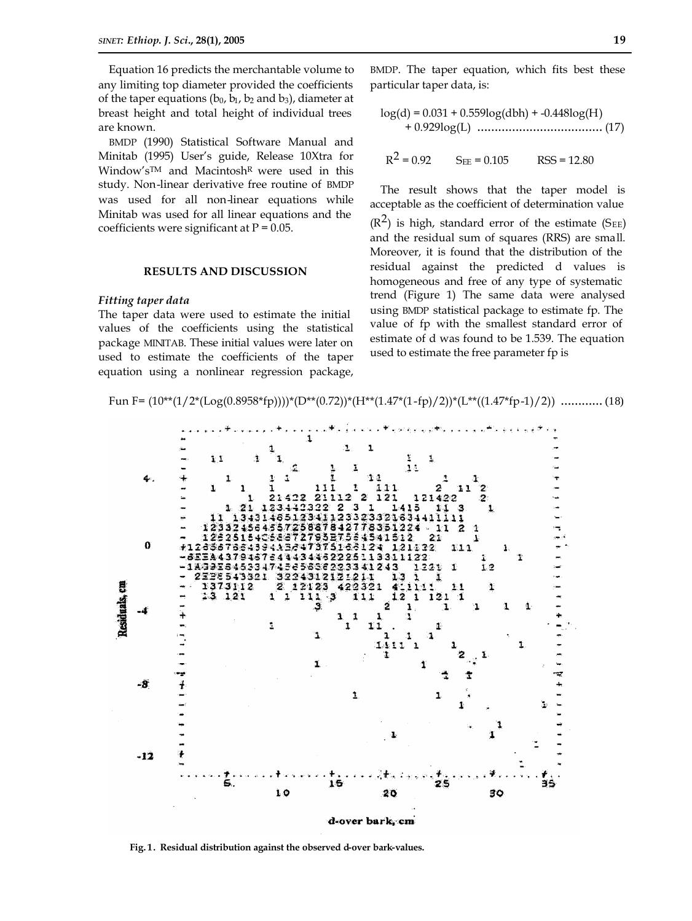Equation 16 predicts the merchantable volume to any limiting top diameter provided the coefficients of the taper equations ($b_0$, $b_1$, $b_2$ and $b_3$), diameter at breast height and total height of individual trees are known.

BMDP (1990) Statistical Software Manual and Minitab (1995) User's guide, Release 10Xtra for Window's™ and Macintosh® were used in this study. Non-linear derivative free routine of BMDP was used for all non-linear equations while Minitab was used for all linear equations and the coefficients were significant at P = 0.05.

## RESULTS AND DISCUSSION

### *Fitting taper data*

The taper data were used to estimate the initial values of the coefficients using the statistical package MINITAB. These initial values were later on used to estimate the coefficients of the taper equation using a nonlinear regression package, BMDP. The taper equation, which fits best these particular taper data, is:

$$\log(d) = 0.031 + 0.559\log(dbh) + -0.448\log(H) + 0.929\log(L) \quad \text{.................................... (17)}$$

$R^2 = 0.92$ $\quad S_{EE} = 0.105$ $\quad RSS = 12.80$

The result shows that the taper model is acceptable as the coefficient of determination value ($R^2$) is high, standard error of the estimate ($S_{EE}$) and the residual sum of squares (RRS) are small. Moreover, it is found that the distribution of the residual against the predicted d values is homogeneous and free of any type of systematic trend (Figure 1) The same data were analysed using BMDP statistical package to estimate fp. The value of fp with the smallest standard error of estimate of d was found to be 1.539. The equation used to estimate the free parameter fp is

Fun F= (10**(1/2*(Log(0.8958*fp))))*(D**(0.72))*(H**(1.47*(1-fp)/2))*(L**((1.47*fp-1)/2)) ............ (18)

Fig. 1. Residual distribution against the observed d-over bark-values.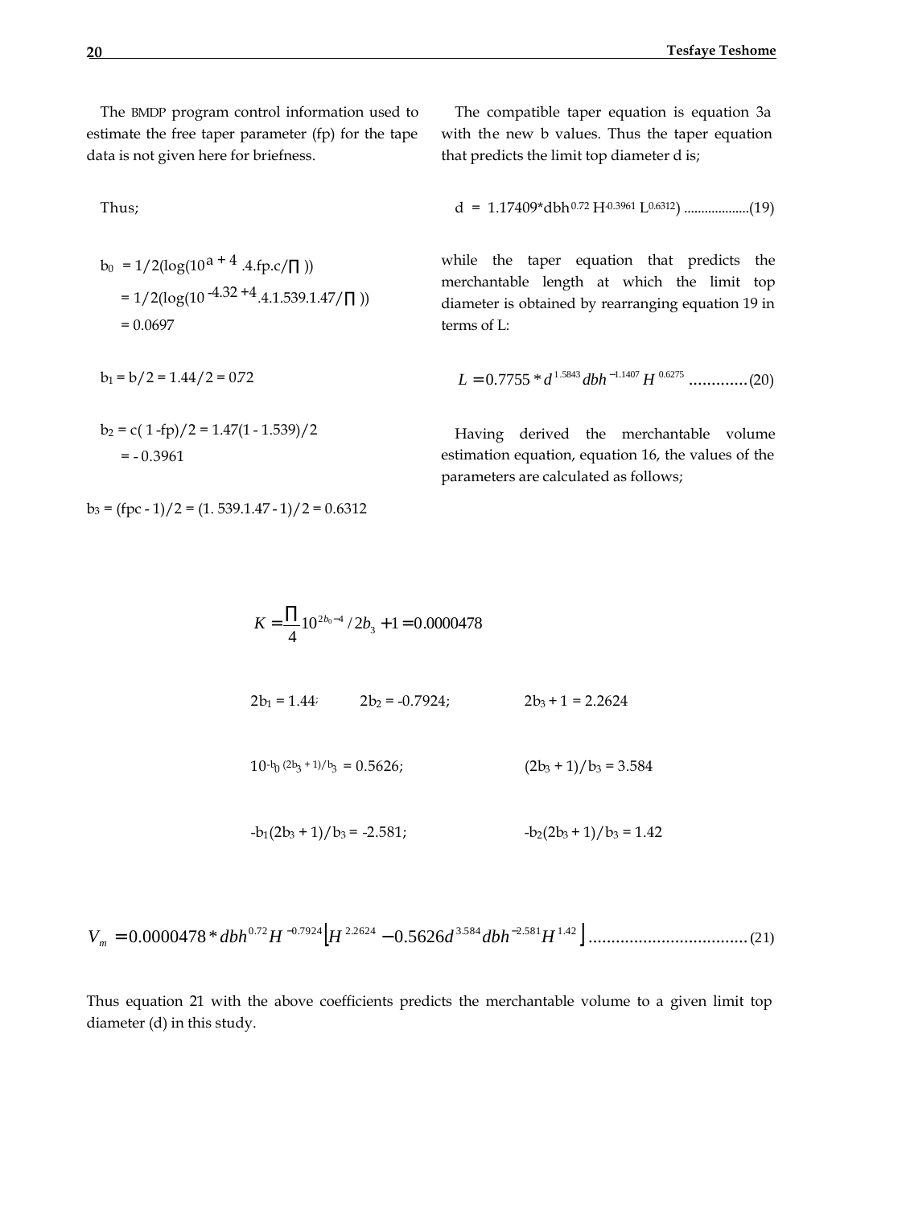The BMDP program control information used to estimate the free taper parameter (fp) for the tape data is not given here for briefness.

Thus;

$b_0 = 1/2(\log(10^{a+4}.4.fp.c/\Pi))$

$= 1/2(\log(10^{-4.32+4}.4.1.539.1.47/\Pi))$

$= 0.0697$

$b_1 = b/2 = 1.44/2 = 0.72$

$b_2 = c(1 - fp)/2 = 1.47(1 - 1.539)/2$

$= -0.3961$

$b_3 = (fpc - 1)/2 = (1.539.1.47 - 1)/2 = 0.6312$

The compatible taper equation is equation 3a with the new b values. Thus the taper equation that predicts the limit top diameter d is;

$$d = 1.17409 * dbh^{0.72} H^{-0.3961} L^{0.6312}) \quad (19)$$

while the taper equation that predicts the merchantable length at which the limit top diameter is obtained by rearranging equation 19 in terms of L:

$$L = 0.7755 * d^{1.5843} dbh^{-1.1407} H^{0.6275} \quad (20)$$

Having derived the merchantable volume estimation equation, equation 16, the values of the parameters are calculated as follows;

$$K = \frac{\Pi}{4} 10^{2b_0 - 4} / 2b_3 + 1 = 0.0000478$$

$2b_1 = 1.44$; $2b_2 = -0.7924$; $2b_3 + 1 = 2.2624$

$10^{-b_0 (2b_3 + 1)/b_3} = 0.5626$; $(2b_3 + 1)/b_3 = 3.584$

$-b_1(2b_3 + 1)/b_3 = -2.581$; $-b_2(2b_3 + 1)/b_3 = 1.42$

$$V_m = 0.0000478 * dbh^{0.72} H^{-0.7924} \left[ H^{2.2624} - 0.5626 d^{3.584} dbh^{-2.581} H^{1.42} \right] \quad (21)$$

Thus equation 21 with the above coefficients predicts the merchantable volume to a given limit top diameter (d) in this study.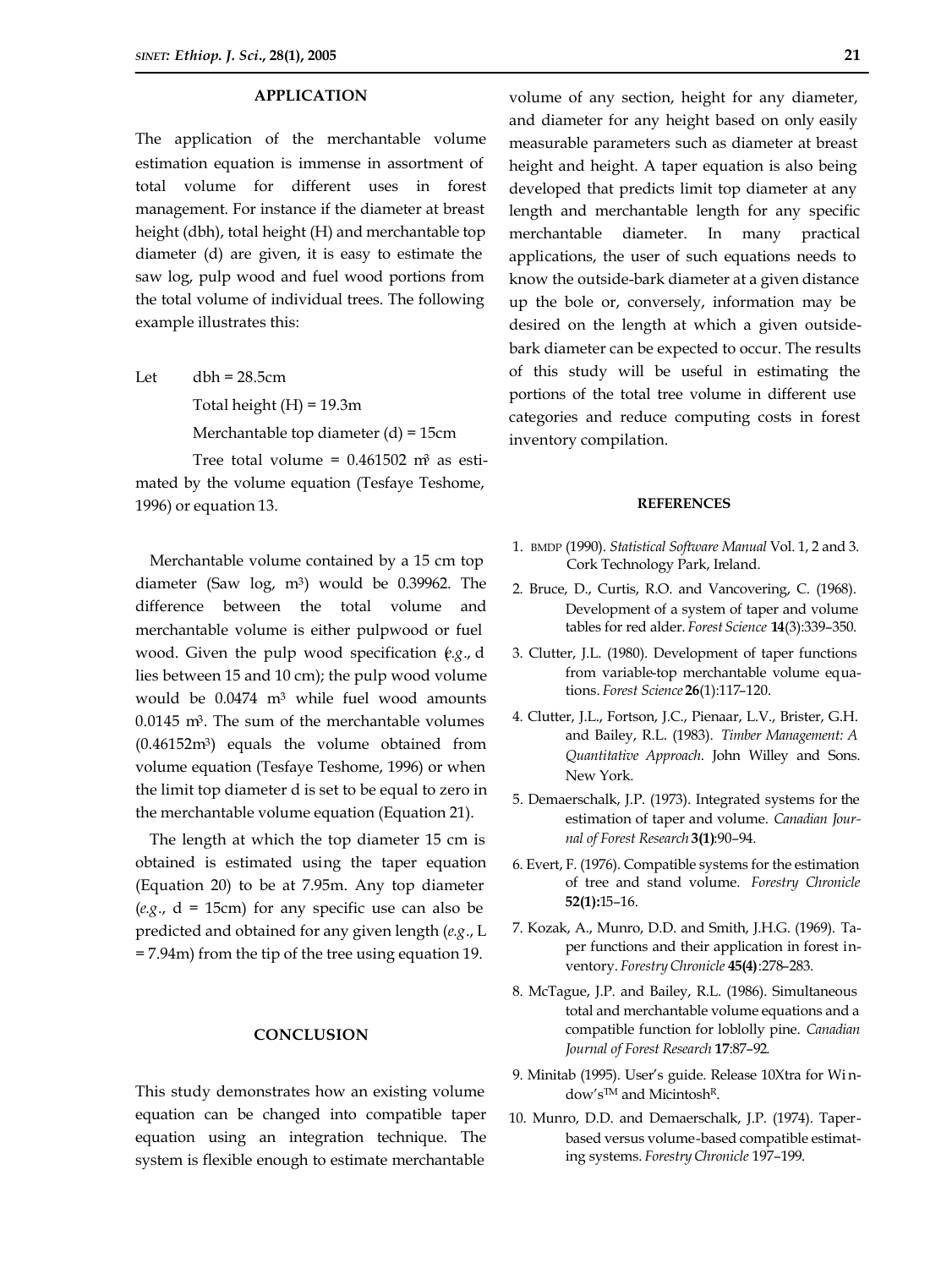## APPLICATION

The application of the merchantable volume estimation equation is immense in assortment of total volume for different uses in forest management. For instance if the diameter at breast height (dbh), total height (H) and merchantable top diameter (d) are given, it is easy to estimate the saw log, pulp wood and fuel wood portions from the total volume of individual trees. The following example illustrates this:

Let dbh = 28.5cm

Total height (H) = 19.3m

Merchantable top diameter (d) = 15cm

Tree total volume = 0.461502 $m^3$ as estimated by the volume equation (Tesfaye Teshome, 1996) or equation 13.

Merchantable volume contained by a 15 cm top diameter (Saw log, $m^3$) would be 0.39962. The difference between the total volume and merchantable volume is either pulpwood or fuel wood. Given the pulp wood specification (*e.g*., d lies between 15 and 10 cm); the pulp wood volume would be 0.0474 $m^3$ while fuel wood amounts 0.0145 $m^3$. The sum of the merchantable volumes (0.46152$m^3$) equals the volume obtained from volume equation (Tesfaye Teshome, 1996) or when the limit top diameter d is set to be equal to zero in the merchantable volume equation (Equation 21).

The length at which the top diameter 15 cm is obtained is estimated using the taper equation (Equation 20) to be at 7.95m. Any top diameter (*e.g*., d = 15cm) for any specific use can also be predicted and obtained for any given length (*e.g*., L = 7.94m) from the tip of the tree using equation 19.

## CONCLUSION

This study demonstrates how an existing volume equation can be changed into compatible taper equation using an integration technique. The system is flexible enough to estimate merchantable volume of any section, height for any diameter, and diameter for any height based on only easily measurable parameters such as diameter at breast height and height. A taper equation is also being developed that predicts limit top diameter at any length and merchantable length for any specific merchantable diameter. In many practical applications, the user of such equations needs to know the outside-bark diameter at a given distance up the bole or, conversely, information may be desired on the length at which a given outside-bark diameter can be expected to occur. The results of this study will be useful in estimating the portions of the total tree volume in different use categories and reduce computing costs in forest inventory compilation.

## REFERENCES

1. BMDP (1990). *Statistical Software Manual* Vol. 1, 2 and 3. Cork Technology Park, Ireland.
2. Bruce, D., Curtis, R.O. and Vancovering, C. (1968). Development of a system of taper and volume tables for red alder. *Forest Science* **14**(3):339–350.
3. Clutter, J.L. (1980). Development of taper functions from variable-top merchantable volume equations. *Forest Science* **26**(1):117–120.
4. Clutter, J.L., Fortson, J.C., Pienaar, L.V., Brister, G.H. and Bailey, R.L. (1983). *Timber Management: A Quantitative Approach*. John Willey and Sons. New York.
5. Demaerschalk, J.P. (1973). Integrated systems for the estimation of taper and volume. *Canadian Journal of Forest Research* **3(1)**:90–94.
6. Evert, F. (1976). Compatible systems for the estimation of tree and stand volume. *Forestry Chronicle* **52(1):**15–16.
7. Kozak, A., Munro, D.D. and Smith, J.H.G. (1969). Taper functions and their application in forest inventory. *Forestry Chronicle* **45(4)**:278–283.
8. McTague, J.P. and Bailey, R.L. (1986). Simultaneous total and merchantable volume equations and a compatible function for loblolly pine. *Canadian Journal of Forest Research* **17**:87–92.
9. Minitab (1995). User's guide. Release 10Xtra for Window's™ and Micintosh®.
10. Munro, D.D. and Demaerschalk, J.P. (1974). Taper-based versus volume-based compatible estimating systems. *Forestry Chronicle* 197–199.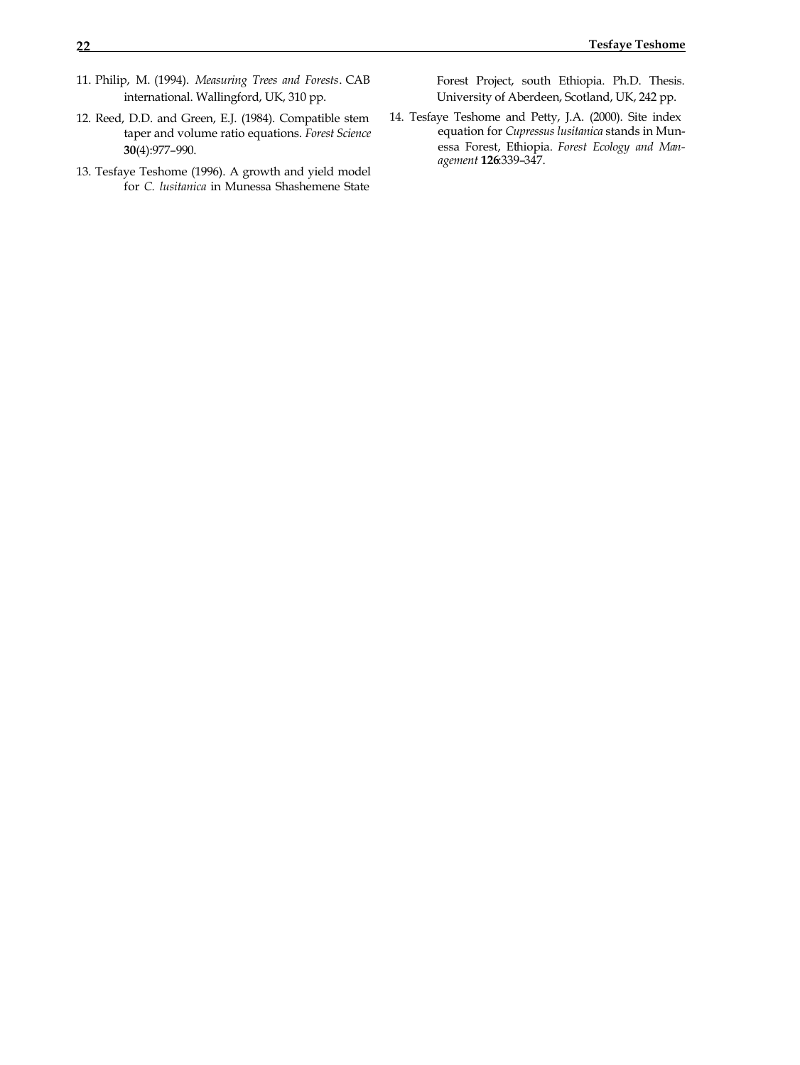11. Philip, M. (1994). *Measuring Trees and Forests*. CAB international. Wallingford, UK, 310 pp.

12. Reed, D.D. and Green, E.J. (1984). Compatible stem taper and volume ratio equations. *Forest Science* **30**(4):977–990.

13. Tesfaye Teshome (1996). A growth and yield model for *C. lusitanica* in Munessa Shashemene State Forest Project, south Ethiopia. Ph.D. Thesis. University of Aberdeen, Scotland, UK, 242 pp.

14. Tesfaye Teshome and Petty, J.A. (2000). Site index equation for *Cupressus lusitanica* stands in Munessa Forest, Ethiopia. *Forest Ecology and Management* **126**:339–347.